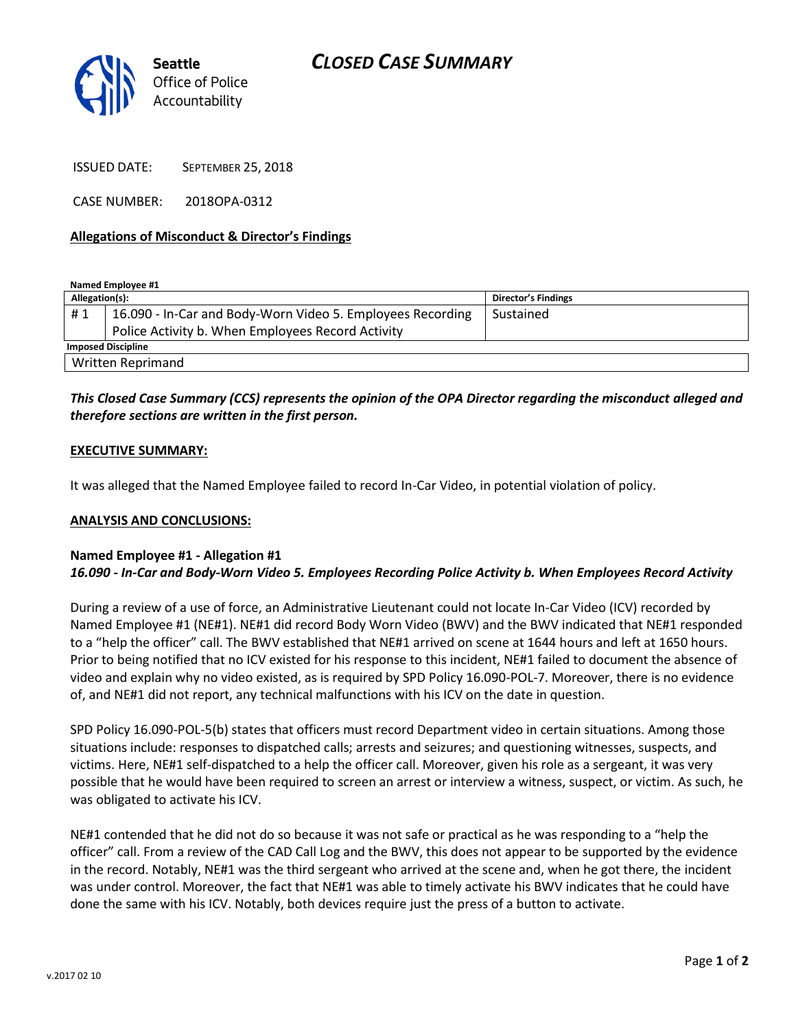Seattle Office of Police Accountability

# CLOSED CASE SUMMARY

ISSUED DATE: SEPTEMBER 25, 2018

CASE NUMBER: 2018OPA-0312

**Allegations of Misconduct & Director's Findings**

**Named Employee #1**

| Allegation(s): | | Director's Findings |
|---|---|---|
| # 1 | 16.090 - In-Car and Body-Worn Video 5. Employees Recording Police Activity b. When Employees Record Activity | Sustained |
| **Imposed Discipline** | | |
| Written Reprimand | | |

***This Closed Case Summary (CCS) represents the opinion of the OPA Director regarding the misconduct alleged and therefore sections are written in the first person.***

**EXECUTIVE SUMMARY:**

It was alleged that the Named Employee failed to record In-Car Video, in potential violation of policy.

**ANALYSIS AND CONCLUSIONS:**

**Named Employee #1 - Allegation #1**
***16.090 - In-Car and Body-Worn Video 5. Employees Recording Police Activity b. When Employees Record Activity***

During a review of a use of force, an Administrative Lieutenant could not locate In-Car Video (ICV) recorded by Named Employee #1 (NE#1). NE#1 did record Body Worn Video (BWV) and the BWV indicated that NE#1 responded to a "help the officer" call. The BWV established that NE#1 arrived on scene at 1644 hours and left at 1650 hours. Prior to being notified that no ICV existed for his response to this incident, NE#1 failed to document the absence of video and explain why no video existed, as is required by SPD Policy 16.090-POL-7. Moreover, there is no evidence of, and NE#1 did not report, any technical malfunctions with his ICV on the date in question.

SPD Policy 16.090-POL-5(b) states that officers must record Department video in certain situations. Among those situations include: responses to dispatched calls; arrests and seizures; and questioning witnesses, suspects, and victims. Here, NE#1 self-dispatched to a help the officer call. Moreover, given his role as a sergeant, it was very possible that he would have been required to screen an arrest or interview a witness, suspect, or victim. As such, he was obligated to activate his ICV.

NE#1 contended that he did not do so because it was not safe or practical as he was responding to a "help the officer" call. From a review of the CAD Call Log and the BWV, this does not appear to be supported by the evidence in the record. Notably, NE#1 was the third sergeant who arrived at the scene and, when he got there, the incident was under control. Moreover, the fact that NE#1 was able to timely activate his BWV indicates that he could have done the same with his ICV. Notably, both devices require just the press of a button to activate.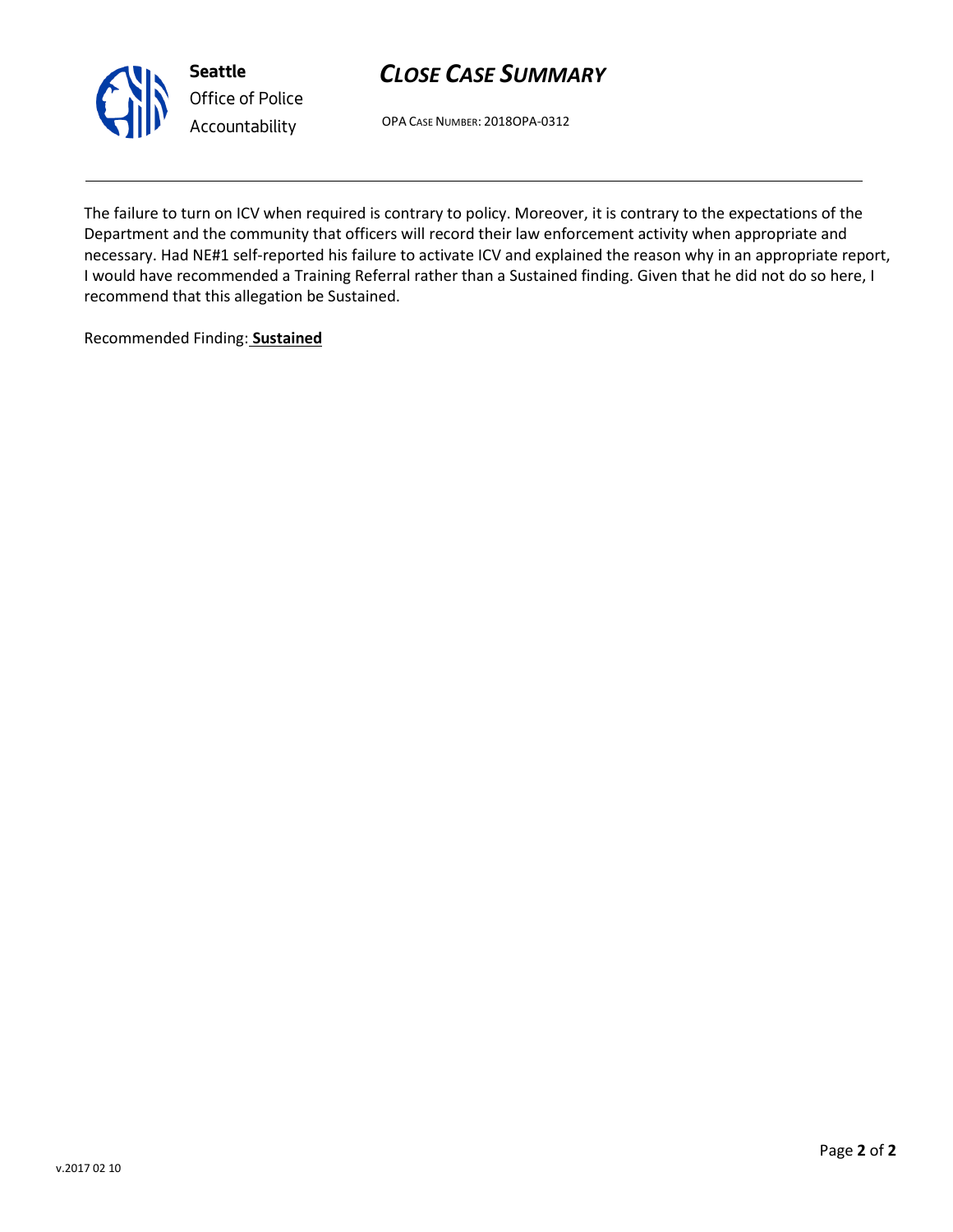The failure to turn on ICV when required is contrary to policy. Moreover, it is contrary to the expectations of the Department and the community that officers will record their law enforcement activity when appropriate and necessary. Had NE#1 self-reported his failure to activate ICV and explained the reason why in an appropriate report, I would have recommended a Training Referral rather than a Sustained finding. Given that he did not do so here, I recommend that this allegation be Sustained.

Recommended Finding: **Sustained**